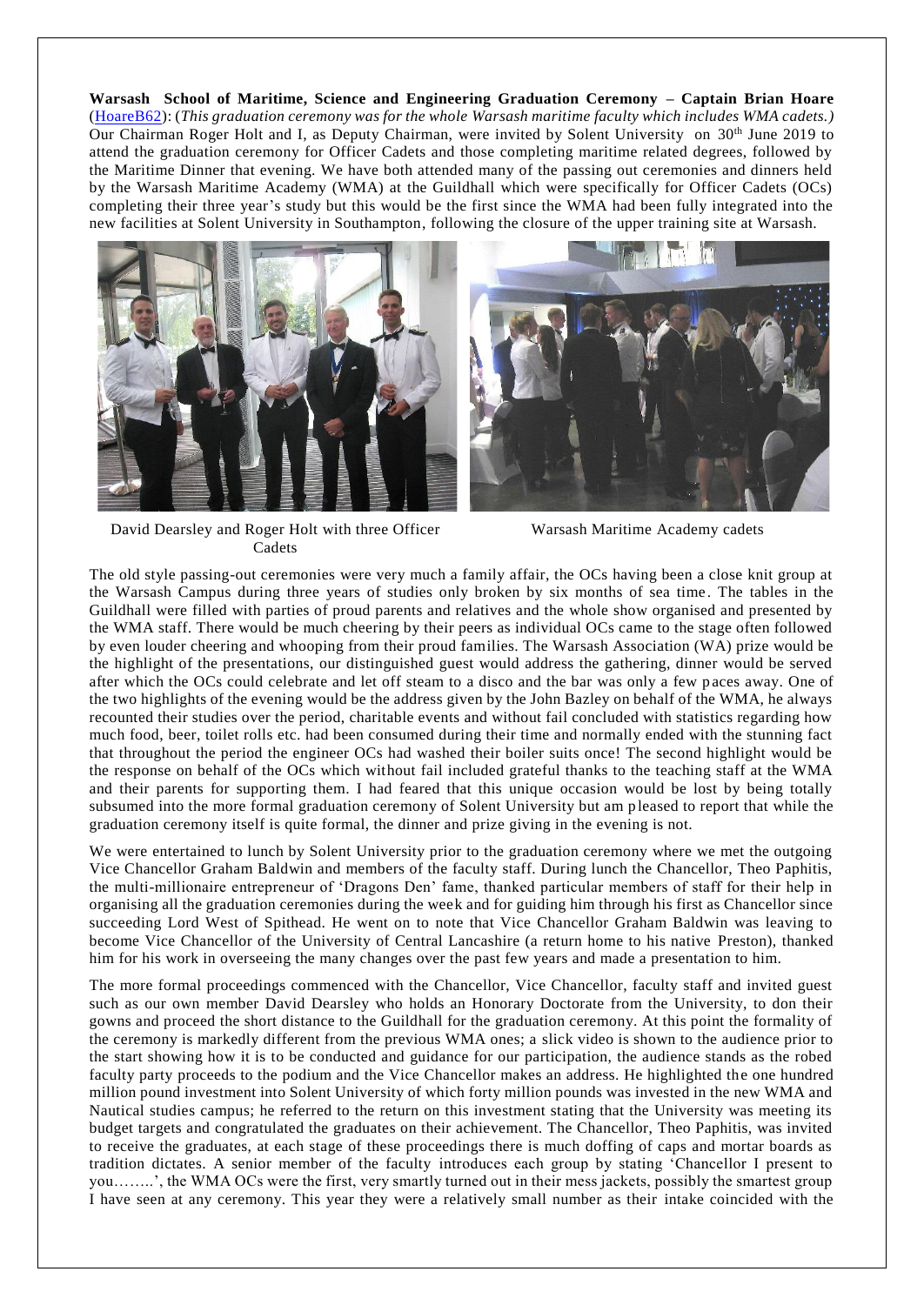**Warsash School of Maritime, Science and Engineering Graduation Ceremony – Captain Brian Hoare** (HoareB62): (*This graduation ceremony was for the whole Warsash maritime faculty which includes WMA cadets.)* Our Chairman Roger Holt and I, as Deputy Chairman, were invited by Solent University on 30th June 2019 to attend the graduation ceremony for Officer Cadets and those completing maritime related degrees, followed by the Maritime Dinner that evening. We have both attended many of the passing out ceremonies and dinners held by the Warsash Maritime Academy (WMA) at the Guildhall which were specifically for Officer Cadets (OCs) completing their three year's study but this would be the first since the WMA had been fully integrated into the new facilities at Solent University in Southampton, following the closure of the upper training site at Warsash.

David Dearsley and Roger Holt with three Officer Cadets

Warsash Maritime Academy cadets

The old style passing-out ceremonies were very much a family affair, the OCs having been a close knit group at the Warsash Campus during three years of studies only broken by six months of sea time. The tables in the Guildhall were filled with parties of proud parents and relatives and the whole show organised and presented by the WMA staff. There would be much cheering by their peers as individual OCs came to the stage often followed by even louder cheering and whooping from their proud families. The Warsash Association (WA) prize would be the highlight of the presentations, our distinguished guest would address the gathering, dinner would be served after which the OCs could celebrate and let off steam to a disco and the bar was only a few paces away. One of the two highlights of the evening would be the address given by the John Bazley on behalf of the WMA, he always recounted their studies over the period, charitable events and without fail concluded with statistics regarding how much food, beer, toilet rolls etc. had been consumed during their time and normally ended with the stunning fact that throughout the period the engineer OCs had washed their boiler suits once! The second highlight would be the response on behalf of the OCs which without fail included grateful thanks to the teaching staff at the WMA and their parents for supporting them. I had feared that this unique occasion would be lost by being totally subsumed into the more formal graduation ceremony of Solent University but am pleased to report that while the graduation ceremony itself is quite formal, the dinner and prize giving in the evening is not.

We were entertained to lunch by Solent University prior to the graduation ceremony where we met the outgoing Vice Chancellor Graham Baldwin and members of the faculty staff. During lunch the Chancellor, Theo Paphitis, the multi-millionaire entrepreneur of 'Dragons Den' fame, thanked particular members of staff for their help in organising all the graduation ceremonies during the week and for guiding him through his first as Chancellor since succeeding Lord West of Spithead. He went on to note that Vice Chancellor Graham Baldwin was leaving to become Vice Chancellor of the University of Central Lancashire (a return home to his native Preston), thanked him for his work in overseeing the many changes over the past few years and made a presentation to him.

The more formal proceedings commenced with the Chancellor, Vice Chancellor, faculty staff and invited guest such as our own member David Dearsley who holds an Honorary Doctorate from the University, to don their gowns and proceed the short distance to the Guildhall for the graduation ceremony. At this point the formality of the ceremony is markedly different from the previous WMA ones; a slick video is shown to the audience prior to the start showing how it is to be conducted and guidance for our participation, the audience stands as the robed faculty party proceeds to the podium and the Vice Chancellor makes an address. He highlighted the one hundred million pound investment into Solent University of which forty million pounds was invested in the new WMA and Nautical studies campus; he referred to the return on this investment stating that the University was meeting its budget targets and congratulated the graduates on their achievement. The Chancellor, Theo Paphitis, was invited to receive the graduates, at each stage of these proceedings there is much doffing of caps and mortar boards as tradition dictates. A senior member of the faculty introduces each group by stating 'Chancellor I present to you……..', the WMA OCs were the first, very smartly turned out in their mess jackets, possibly the smartest group I have seen at any ceremony. This year they were a relatively small number as their intake coincided with the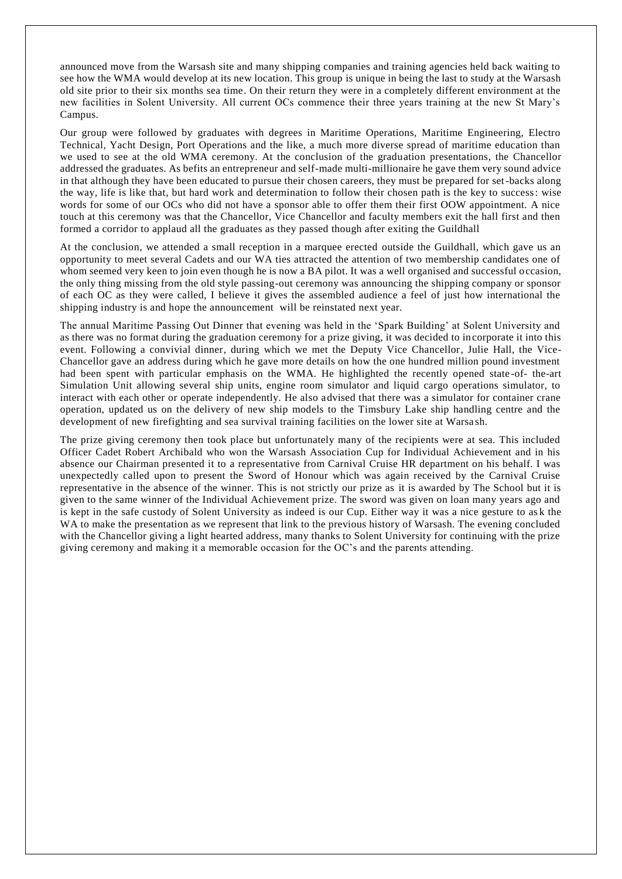announced move from the Warsash site and many shipping companies and training agencies held back waiting to see how the WMA would develop at its new location. This group is unique in being the last to study at the Warsash old site prior to their six months sea time. On their return they were in a completely different environment at the new facilities in Solent University. All current OCs commence their three years training at the new St Mary's Campus.

Our group were followed by graduates with degrees in Maritime Operations, Maritime Engineering, Electro Technical, Yacht Design, Port Operations and the like, a much more diverse spread of maritime education than we used to see at the old WMA ceremony. At the conclusion of the graduation presentations, the Chancellor addressed the graduates. As befits an entrepreneur and self-made multi-millionaire he gave them very sound advice in that although they have been educated to pursue their chosen careers, they must be prepared for set-backs along the way, life is like that, but hard work and determination to follow their chosen path is the key to success: wise words for some of our OCs who did not have a sponsor able to offer them their first OOW appointment. A nice touch at this ceremony was that the Chancellor, Vice Chancellor and faculty members exit the hall first and then formed a corridor to applaud all the graduates as they passed though after exiting the Guildhall

At the conclusion, we attended a small reception in a marquee erected outside the Guildhall, which gave us an opportunity to meet several Cadets and our WA ties attracted the attention of two membership candidates one of whom seemed very keen to join even though he is now a BA pilot. It was a well organised and successful occasion, the only thing missing from the old style passing-out ceremony was announcing the shipping company or sponsor of each OC as they were called, I believe it gives the assembled audience a feel of just how international the shipping industry is and hope the announcement will be reinstated next year.

The annual Maritime Passing Out Dinner that evening was held in the 'Spark Building' at Solent University and as there was no format during the graduation ceremony for a prize giving, it was decided to incorporate it into this event. Following a convivial dinner, during which we met the Deputy Vice Chancellor, Julie Hall, the Vice-Chancellor gave an address during which he gave more details on how the one hundred million pound investment had been spent with particular emphasis on the WMA. He highlighted the recently opened state-of- the-art Simulation Unit allowing several ship units, engine room simulator and liquid cargo operations simulator, to interact with each other or operate independently. He also advised that there was a simulator for container crane operation, updated us on the delivery of new ship models to the Timsbury Lake ship handling centre and the development of new firefighting and sea survival training facilities on the lower site at Warsash.

The prize giving ceremony then took place but unfortunately many of the recipients were at sea. This included Officer Cadet Robert Archibald who won the Warsash Association Cup for Individual Achievement and in his absence our Chairman presented it to a representative from Carnival Cruise HR department on his behalf. I was unexpectedly called upon to present the Sword of Honour which was again received by the Carnival Cruise representative in the absence of the winner. This is not strictly our prize as it is awarded by The School but it is given to the same winner of the Individual Achievement prize. The sword was given on loan many years ago and is kept in the safe custody of Solent University as indeed is our Cup. Either way it was a nice gesture to ask the WA to make the presentation as we represent that link to the previous history of Warsash. The evening concluded with the Chancellor giving a light hearted address, many thanks to Solent University for continuing with the prize giving ceremony and making it a memorable occasion for the OC's and the parents attending.